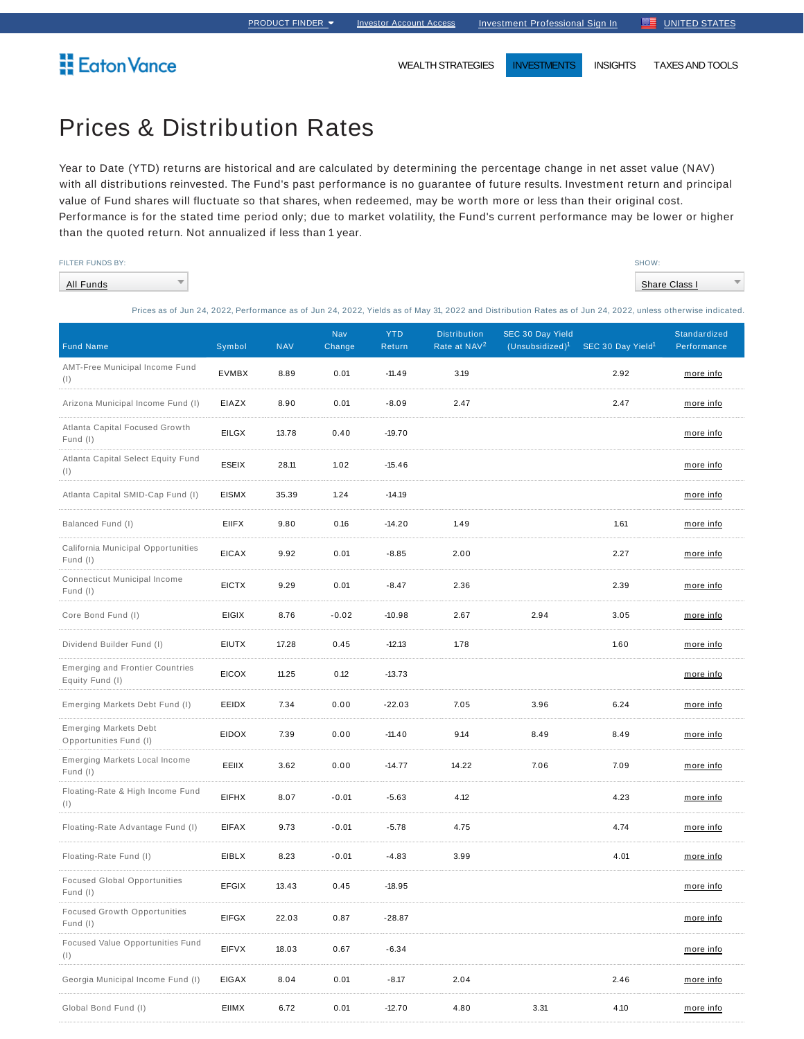PRODUCT FINDER | Investor Account Access | Investment Professional Sign In | UNITED STATES

Eaton Vance

WEALTH STRATEGIES | INVESTMENTS | INSIGHTS | TAXES AND TOOLS

# Prices & Distribution Rates

Year to Date (YTD) returns are historical and are calculated by determining the percentage change in net asset value (NAV) with all distributions reinvested. The Fund's past performance is no guarantee of future results. Investment return and principal value of Fund shares will fluctuate so that shares, when redeemed, may be worth more or less than their original cost. Performance is for the stated time period only; due to market volatility, the Fund's current performance may be lower or higher than the quoted return. Not annualized if less than 1 year.

FILTER FUNDS BY: All Funds

SHOW: Share Class I

Prices as of Jun 24, 2022, Performance as of Jun 24, 2022, Yields as of May 31, 2022 and Distribution Rates as of Jun 24, 2022, unless otherwise indicated.

| Fund Name | Symbol | NAV | Nav Change | YTD Return | Distribution Rate at NAV[2] | SEC 30 Day Yield (Unsubsidized)[1] | SEC 30 Day Yield[1] | Standardized Performance |
|---|---|---|---|---|---|---|---|---|
| AMT-Free Municipal Income Fund (I) | EVMBX | 8.89 | 0.01 | -11.49 | 3.19 | | 2.92 | more info |
| Arizona Municipal Income Fund (I) | EIAZX | 8.90 | 0.01 | -8.09 | 2.47 | | 2.47 | more info |
| Atlanta Capital Focused Growth Fund (I) | EILGX | 13.78 | 0.40 | -19.70 | | | | more info |
| Atlanta Capital Select Equity Fund (I) | ESEIX | 28.11 | 1.02 | -15.46 | | | | more info |
| Atlanta Capital SMID-Cap Fund (I) | EISMX | 35.39 | 1.24 | -14.19 | | | | more info |
| Balanced Fund (I) | EIIFX | 9.80 | 0.16 | -14.20 | 1.49 | | 1.61 | more info |
| California Municipal Opportunities Fund (I) | EICAX | 9.92 | 0.01 | -8.85 | 2.00 | | 2.27 | more info |
| Connecticut Municipal Income Fund (I) | EICTX | 9.29 | 0.01 | -8.47 | 2.36 | | 2.39 | more info |
| Core Bond Fund (I) | EIGIX | 8.76 | -0.02 | -10.98 | 2.67 | 2.94 | 3.05 | more info |
| Dividend Builder Fund (I) | EIUTX | 17.28 | 0.45 | -12.13 | 1.78 | | 1.60 | more info |
| Emerging and Frontier Countries Equity Fund (I) | EICOX | 11.25 | 0.12 | -13.73 | | | | more info |
| Emerging Markets Debt Fund (I) | EEIDX | 7.34 | 0.00 | -22.03 | 7.05 | 3.96 | 6.24 | more info |
| Emerging Markets Debt Opportunities Fund (I) | EIDOX | 7.39 | 0.00 | -11.40 | 9.14 | 8.49 | 8.49 | more info |
| Emerging Markets Local Income Fund (I) | EEIIX | 3.62 | 0.00 | -14.77 | 14.22 | 7.06 | 7.09 | more info |
| Floating-Rate & High Income Fund (I) | EIFHX | 8.07 | -0.01 | -5.63 | 4.12 | | 4.23 | more info |
| Floating-Rate Advantage Fund (I) | EIFAX | 9.73 | -0.01 | -5.78 | 4.75 | | 4.74 | more info |
| Floating-Rate Fund (I) | EIBLX | 8.23 | -0.01 | -4.83 | 3.99 | | 4.01 | more info |
| Focused Global Opportunities Fund (I) | EFGIX | 13.43 | 0.45 | -18.95 | | | | more info |
| Focused Growth Opportunities Fund (I) | EIFGX | 22.03 | 0.87 | -28.87 | | | | more info |
| Focused Value Opportunities Fund (I) | EIFVX | 18.03 | 0.67 | -6.34 | | | | more info |
| Georgia Municipal Income Fund (I) | EIGAX | 8.04 | 0.01 | -8.17 | 2.04 | | 2.46 | more info |
| Global Bond Fund (I) | EIIMX | 6.72 | 0.01 | -12.70 | 4.80 | 3.31 | 4.10 | more info |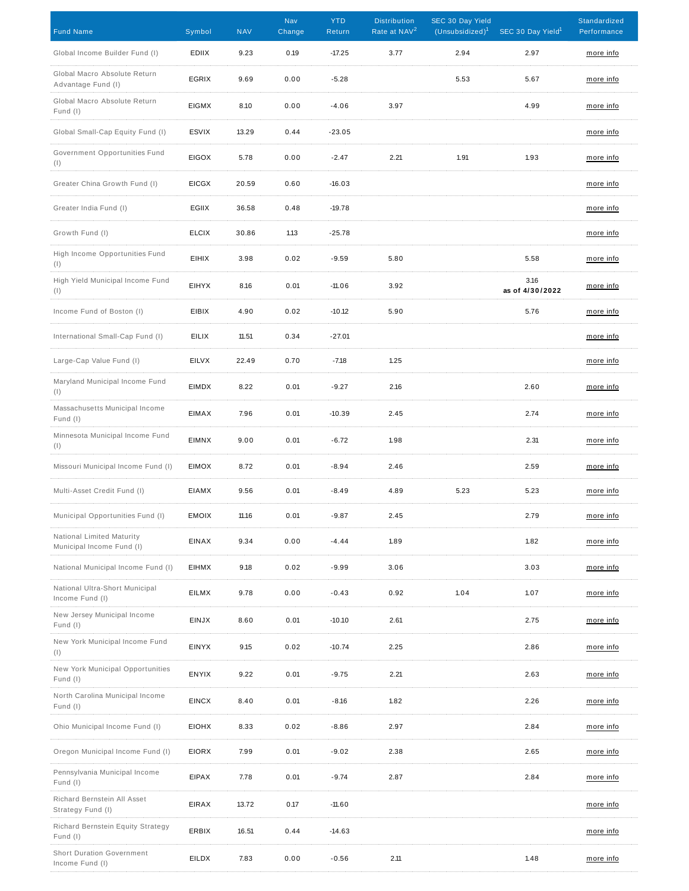| Fund Name | Symbol | NAV | Nav Change | YTD Return | Distribution Rate at NAV[2] | SEC 30 Day Yield (Unsubsidized)[1] | SEC 30 Day Yield[1] | Standardized Performance |
|---|---|---|---|---|---|---|---|---|
| Global Income Builder Fund (I) | EDIIX | 9.23 | 0.19 | -17.25 | 3.77 | 2.94 | 2.97 | more info |
| Global Macro Absolute Return Advantage Fund (I) | EGRIX | 9.69 | 0.00 | -5.28 | | 5.53 | 5.67 | more info |
| Global Macro Absolute Return Fund (I) | EIGMX | 8.10 | 0.00 | -4.06 | 3.97 | | 4.99 | more info |
| Global Small-Cap Equity Fund (I) | ESVIX | 13.29 | 0.44 | -23.05 | | | | more info |
| Government Opportunities Fund (I) | EIGOX | 5.78 | 0.00 | -2.47 | 2.21 | 1.91 | 1.93 | more info |
| Greater China Growth Fund (I) | EICGX | 20.59 | 0.60 | -16.03 | | | | more info |
| Greater India Fund (I) | EGIIX | 36.58 | 0.48 | -19.78 | | | | more info |
| Growth Fund (I) | ELCIX | 30.86 | 1.13 | -25.78 | | | | more info |
| High Income Opportunities Fund (I) | EIHIX | 3.98 | 0.02 | -9.59 | 5.80 | | 5.58 | more info |
| High Yield Municipal Income Fund (I) | EIHYX | 8.16 | 0.01 | -11.06 | 3.92 | | 3.16 **as of 4/30/2022** | more info |
| Income Fund of Boston (I) | EIBIX | 4.90 | 0.02 | -10.12 | 5.90 | | 5.76 | more info |
| International Small-Cap Fund (I) | EILIX | 11.51 | 0.34 | -27.01 | | | | more info |
| Large-Cap Value Fund (I) | EILVX | 22.49 | 0.70 | -7.18 | 1.25 | | | more info |
| Maryland Municipal Income Fund (I) | EIMDX | 8.22 | 0.01 | -9.27 | 2.16 | | 2.60 | more info |
| Massachusetts Municipal Income Fund (I) | EIMAX | 7.96 | 0.01 | -10.39 | 2.45 | | 2.74 | more info |
| Minnesota Municipal Income Fund (I) | EIMNX | 9.00 | 0.01 | -6.72 | 1.98 | | 2.31 | more info |
| Missouri Municipal Income Fund (I) | EIMOX | 8.72 | 0.01 | -8.94 | 2.46 | | 2.59 | more info |
| Multi-Asset Credit Fund (I) | EIAMX | 9.56 | 0.01 | -8.49 | 4.89 | 5.23 | 5.23 | more info |
| Municipal Opportunities Fund (I) | EMOIX | 11.16 | 0.01 | -9.87 | 2.45 | | 2.79 | more info |
| National Limited Maturity Municipal Income Fund (I) | EINAX | 9.34 | 0.00 | -4.44 | 1.89 | | 1.82 | more info |
| National Municipal Income Fund (I) | EIHMX | 9.18 | 0.02 | -9.99 | 3.06 | | 3.03 | more info |
| National Ultra-Short Municipal Income Fund (I) | EILMX | 9.78 | 0.00 | -0.43 | 0.92 | 1.04 | 1.07 | more info |
| New Jersey Municipal Income Fund (I) | EINJX | 8.60 | 0.01 | -10.10 | 2.61 | | 2.75 | more info |
| New York Municipal Income Fund (I) | EINYX | 9.15 | 0.02 | -10.74 | 2.25 | | 2.86 | more info |
| New York Municipal Opportunities Fund (I) | ENYIX | 9.22 | 0.01 | -9.75 | 2.21 | | 2.63 | more info |
| North Carolina Municipal Income Fund (I) | EINCX | 8.40 | 0.01 | -8.16 | 1.82 | | 2.26 | more info |
| Ohio Municipal Income Fund (I) | EIOHX | 8.33 | 0.02 | -8.86 | 2.97 | | 2.84 | more info |
| Oregon Municipal Income Fund (I) | EIORX | 7.99 | 0.01 | -9.02 | 2.38 | | 2.65 | more info |
| Pennsylvania Municipal Income Fund (I) | EIPAX | 7.78 | 0.01 | -9.74 | 2.87 | | 2.84 | more info |
| Richard Bernstein All Asset Strategy Fund (I) | EIRAX | 13.72 | 0.17 | -11.60 | | | | more info |
| Richard Bernstein Equity Strategy Fund (I) | ERBIX | 16.51 | 0.44 | -14.63 | | | | more info |
| Short Duration Government Income Fund (I) | EILDX | 7.83 | 0.00 | -0.56 | 2.11 | | 1.48 | more info |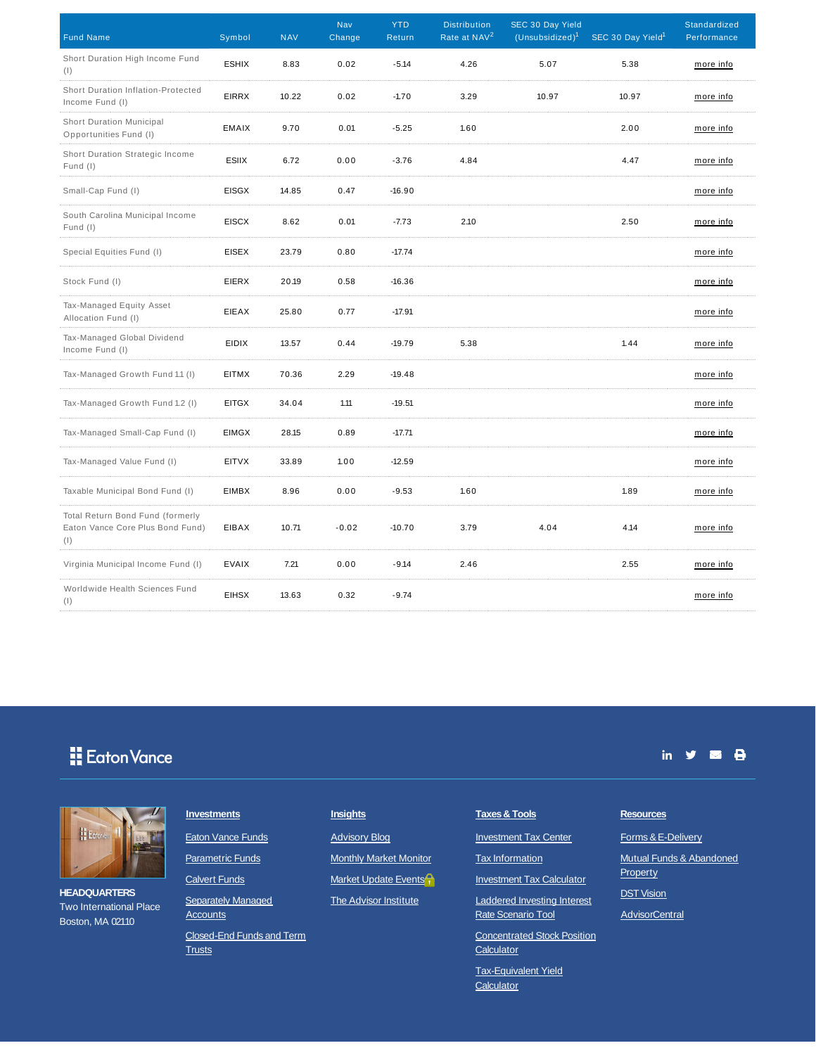| Fund Name | Symbol | NAV | Nav Change | YTD Return | Distribution Rate at NAV[2] | SEC 30 Day Yield (Unsubsidized)[1] | SEC 30 Day Yield[1] | Standardized Performance |
|---|---|---|---|---|---|---|---|---|
| Short Duration High Income Fund (I) | ESHIX | 8.83 | 0.02 | -5.14 | 4.26 | 5.07 | 5.38 | more info |
| Short Duration Inflation-Protected Income Fund (I) | EIRRX | 10.22 | 0.02 | -1.70 | 3.29 | 10.97 | 10.97 | more info |
| Short Duration Municipal Opportunities Fund (I) | EMAIX | 9.70 | 0.01 | -5.25 | 1.60 | | 2.00 | more info |
| Short Duration Strategic Income Fund (I) | ESIIX | 6.72 | 0.00 | -3.76 | 4.84 | | 4.47 | more info |
| Small-Cap Fund (I) | EISGX | 14.85 | 0.47 | -16.90 | | | | more info |
| South Carolina Municipal Income Fund (I) | EISCX | 8.62 | 0.01 | -7.73 | 2.10 | | 2.50 | more info |
| Special Equities Fund (I) | EISEX | 23.79 | 0.80 | -17.74 | | | | more info |
| Stock Fund (I) | EIERX | 20.19 | 0.58 | -16.36 | | | | more info |
| Tax-Managed Equity Asset Allocation Fund (I) | EIEAX | 25.80 | 0.77 | -17.91 | | | | more info |
| Tax-Managed Global Dividend Income Fund (I) | EIDIX | 13.57 | 0.44 | -19.79 | 5.38 | | 1.44 | more info |
| Tax-Managed Growth Fund 1.1 (I) | EITMX | 70.36 | 2.29 | -19.48 | | | | more info |
| Tax-Managed Growth Fund 1.2 (I) | EITGX | 34.04 | 1.11 | -19.51 | | | | more info |
| Tax-Managed Small-Cap Fund (I) | EIMGX | 28.15 | 0.89 | -17.71 | | | | more info |
| Tax-Managed Value Fund (I) | EITVX | 33.89 | 1.00 | -12.59 | | | | more info |
| Taxable Municipal Bond Fund (I) | EIMBX | 8.96 | 0.00 | -9.53 | 1.60 | | 1.89 | more info |
| Total Return Bond Fund (formerly Eaton Vance Core Plus Bond Fund) (I) | EIBAX | 10.71 | -0.02 | -10.70 | 3.79 | 4.04 | 4.14 | more info |
| Virginia Municipal Income Fund (I) | EVAIX | 7.21 | 0.00 | -9.14 | 2.46 | | 2.55 | more info |
| Worldwide Health Sciences Fund (I) | EIHSX | 13.63 | 0.32 | -9.74 | | | | more info |

Eaton Vance

**HEADQUARTERS**
Two International Place
Boston, MA 02110

**Investments**
- Eaton Vance Funds
- Parametric Funds
- Calvert Funds
- Separately Managed Accounts
- Closed-End Funds and Term Trusts

**Insights**
- Advisory Blog
- Monthly Market Monitor
- Market Update Events
- The Advisor Institute

**Taxes & Tools**
- Investment Tax Center
- Tax Information
- Investment Tax Calculator
- Laddered Investing Interest Rate Scenario Tool
- Concentrated Stock Position Calculator
- Tax-Equivalent Yield Calculator

**Resources**
- Forms & E-Delivery
- Mutual Funds & Abandoned Property
- DST Vision
- AdvisorCentral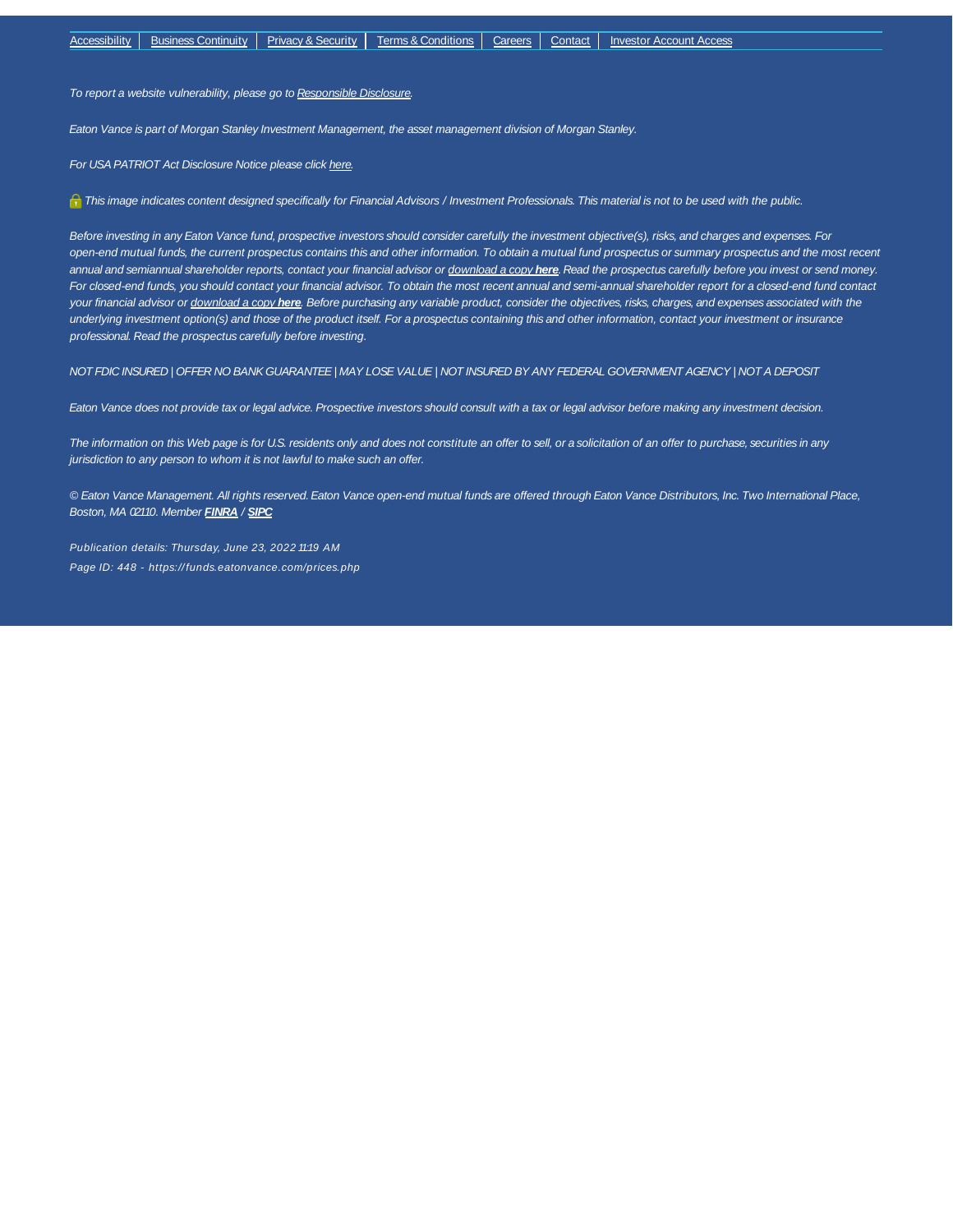Accessibility | Business Continuity | Privacy & Security | Terms & Conditions | Careers | Contact | Investor Account Access

*To report a website vulnerability, please go to Responsible Disclosure.*

*Eaton Vance is part of Morgan Stanley Investment Management, the asset management division of Morgan Stanley.*

*For USA PATRIOT Act Disclosure Notice please click here.*

*This image indicates content designed specifically for Financial Advisors / Investment Professionals. This material is not to be used with the public.*

*Before investing in any Eaton Vance fund, prospective investors should consider carefully the investment objective(s), risks, and charges and expenses. For open-end mutual funds, the current prospectus contains this and other information. To obtain a mutual fund prospectus or summary prospectus and the most recent annual and semiannual shareholder reports, contact your financial advisor or download a copy **here**. Read the prospectus carefully before you invest or send money. For closed-end funds, you should contact your financial advisor. To obtain the most recent annual and semi-annual shareholder report for a closed-end fund contact your financial advisor or download a copy **here**. Before purchasing any variable product, consider the objectives, risks, charges, and expenses associated with the underlying investment option(s) and those of the product itself. For a prospectus containing this and other information, contact your investment or insurance professional. Read the prospectus carefully before investing.*

*NOT FDIC INSURED | OFFER NO BANK GUARANTEE | MAY LOSE VALUE | NOT INSURED BY ANY FEDERAL GOVERNMENT AGENCY | NOT A DEPOSIT*

*Eaton Vance does not provide tax or legal advice. Prospective investors should consult with a tax or legal advisor before making any investment decision.*

*The information on this Web page is for U.S. residents only and does not constitute an offer to sell, or a solicitation of an offer to purchase, securities in any jurisdiction to any person to whom it is not lawful to make such an offer.*

*© Eaton Vance Management. All rights reserved. Eaton Vance open-end mutual funds are offered through Eaton Vance Distributors, Inc. Two International Place, Boston, MA 02110. Member **FINRA** / **SIPC***

*Publication details: Thursday, June 23, 2022 11:19 AM*
*Page ID: 448 - https://funds.eatonvance.com/prices.php*